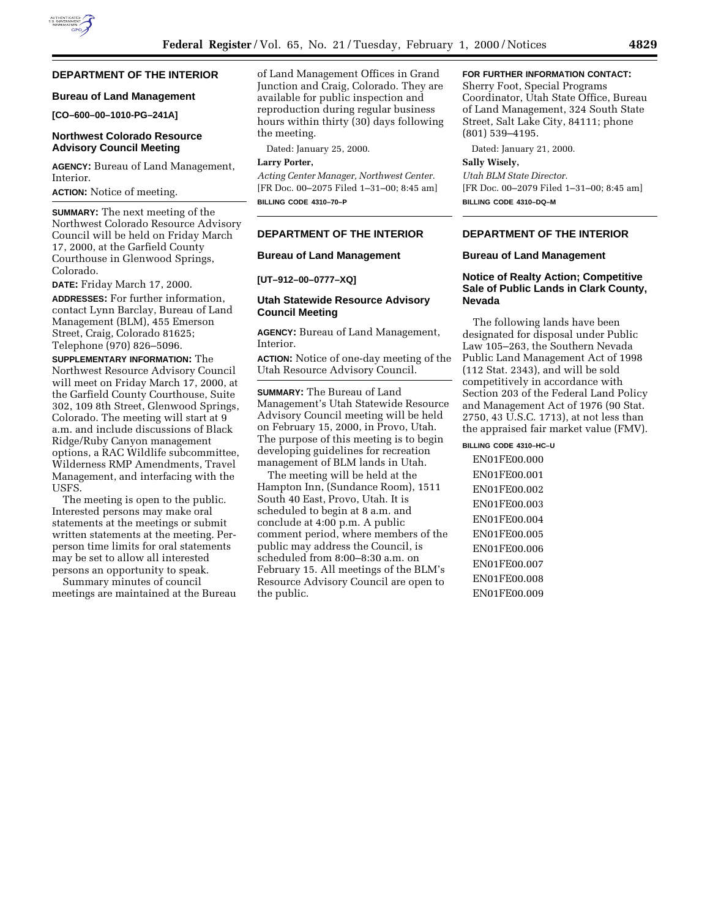## DEPARTMENT OF THE INTERIOR

### Bureau of Land Management

**[CO–600–00–1010-PG–241A]**

### Northwest Colorado Resource Advisory Council Meeting

**AGENCY:** Bureau of Land Management, Interior.

**ACTION:** Notice of meeting.

**SUMMARY:** The next meeting of the Northwest Colorado Resource Advisory Council will be held on Friday March 17, 2000, at the Garfield County Courthouse in Glenwood Springs, Colorado.

**DATE:** Friday March 17, 2000.

**ADDRESSES:** For further information, contact Lynn Barclay, Bureau of Land Management (BLM), 455 Emerson Street, Craig, Colorado 81625; Telephone (970) 826–5096.

**SUPPLEMENTARY INFORMATION:** The Northwest Resource Advisory Council will meet on Friday March 17, 2000, at the Garfield County Courthouse, Suite 302, 109 8th Street, Glenwood Springs, Colorado. The meeting will start at 9 a.m. and include discussions of Black Ridge/Ruby Canyon management options, a RAC Wildlife subcommittee, Wilderness RMP Amendments, Travel Management, and interfacing with the USFS.

The meeting is open to the public. Interested persons may make oral statements at the meetings or submit written statements at the meeting. Per-person time limits for oral statements may be set to allow all interested persons an opportunity to speak.

Summary minutes of council meetings are maintained at the Bureau of Land Management Offices in Grand Junction and Craig, Colorado. They are available for public inspection and reproduction during regular business hours within thirty (30) days following the meeting.

Dated: January 25, 2000.

**Larry Porter,**

*Acting Center Manager, Northwest Center.*

[FR Doc. 00–2075 Filed 1–31–00; 8:45 am]

**BILLING CODE 4310–70–P**

## DEPARTMENT OF THE INTERIOR

### Bureau of Land Management

**[UT–912–00–0777–XQ]**

### Utah Statewide Resource Advisory Council Meeting

**AGENCY:** Bureau of Land Management, Interior.

**ACTION:** Notice of one-day meeting of the Utah Resource Advisory Council.

**SUMMARY:** The Bureau of Land Management's Utah Statewide Resource Advisory Council meeting will be held on February 15, 2000, in Provo, Utah. The purpose of this meeting is to begin developing guidelines for recreation management of BLM lands in Utah.

The meeting will be held at the Hampton Inn, (Sundance Room), 1511 South 40 East, Provo, Utah. It is scheduled to begin at 8 a.m. and conclude at 4:00 p.m. A public comment period, where members of the public may address the Council, is scheduled from 8:00–8:30 a.m. on February 15. All meetings of the BLM's Resource Advisory Council are open to the public.

**FOR FURTHER INFORMATION CONTACT:** Sherry Foot, Special Programs Coordinator, Utah State Office, Bureau of Land Management, 324 South State Street, Salt Lake City, 84111; phone (801) 539–4195.

Dated: January 21, 2000.

**Sally Wisely,**

*Utah BLM State Director.*

[FR Doc. 00–2079 Filed 1–31–00; 8:45 am]

**BILLING CODE 4310–DQ–M**

## DEPARTMENT OF THE INTERIOR

### Bureau of Land Management

### Notice of Realty Action; Competitive Sale of Public Lands in Clark County, Nevada

The following lands have been designated for disposal under Public Law 105–263, the Southern Nevada Public Land Management Act of 1998 (112 Stat. 2343), and will be sold competitively in accordance with Section 203 of the Federal Land Policy and Management Act of 1976 (90 Stat. 2750, 43 U.S.C. 1713), at not less than the appraised fair market value (FMV).

**BILLING CODE 4310–HC–U**

EN01FE00.000

EN01FE00.001

EN01FE00.002

EN01FE00.003

EN01FE00.004

EN01FE00.005

EN01FE00.006

EN01FE00.007

EN01FE00.008

EN01FE00.009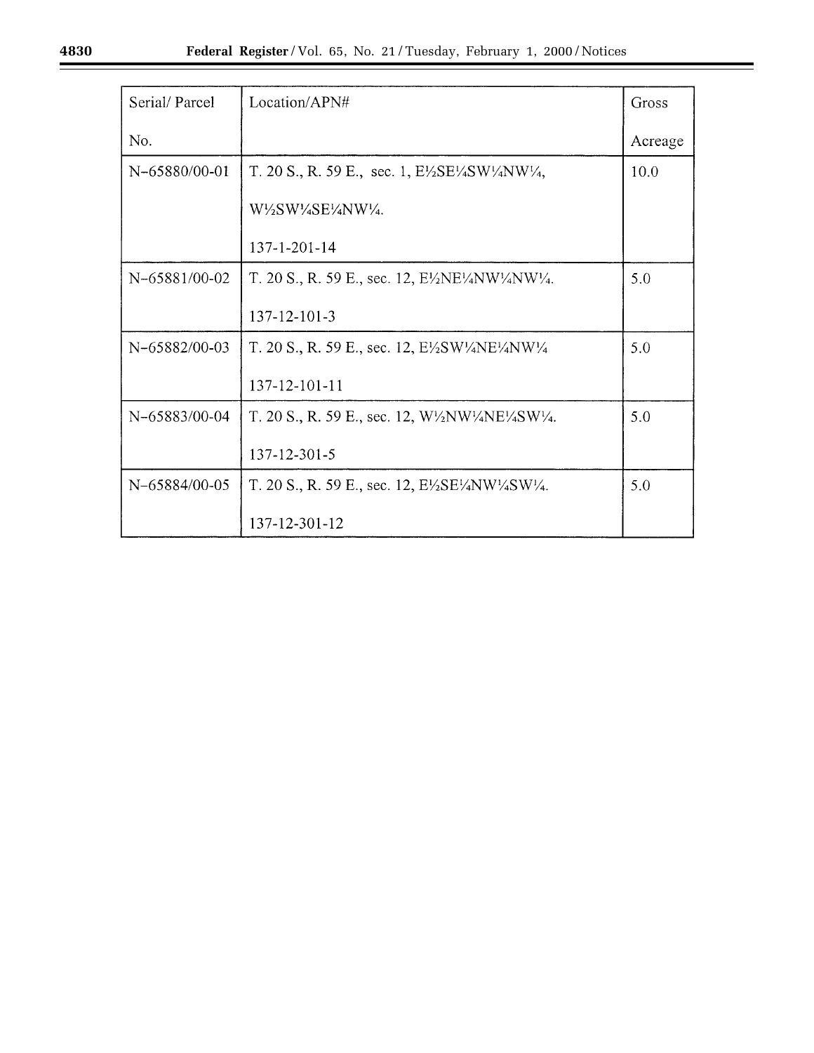| Serial/ Parcel No. | Location/APN# | Gross Acreage |
| --- | --- | --- |
| N–65880/00-01 | T. 20 S., R. 59 E., sec. 1, E½SE¼SW¼NW¼, W½SW¼SE¼NW¼. 137-1-201-14 | 10.0 |
| N–65881/00-02 | T. 20 S., R. 59 E., sec. 12, E½NE¼NW¼NW¼. 137-12-101-3 | 5.0 |
| N–65882/00-03 | T. 20 S., R. 59 E., sec. 12, E½SW¼NE¼NW¼ 137-12-101-11 | 5.0 |
| N–65883/00-04 | T. 20 S., R. 59 E., sec. 12, W½NW¼NE¼SW¼. 137-12-301-5 | 5.0 |
| N–65884/00-05 | T. 20 S., R. 59 E., sec. 12, E½SE¼NW¼SW¼. 137-12-301-12 | 5.0 |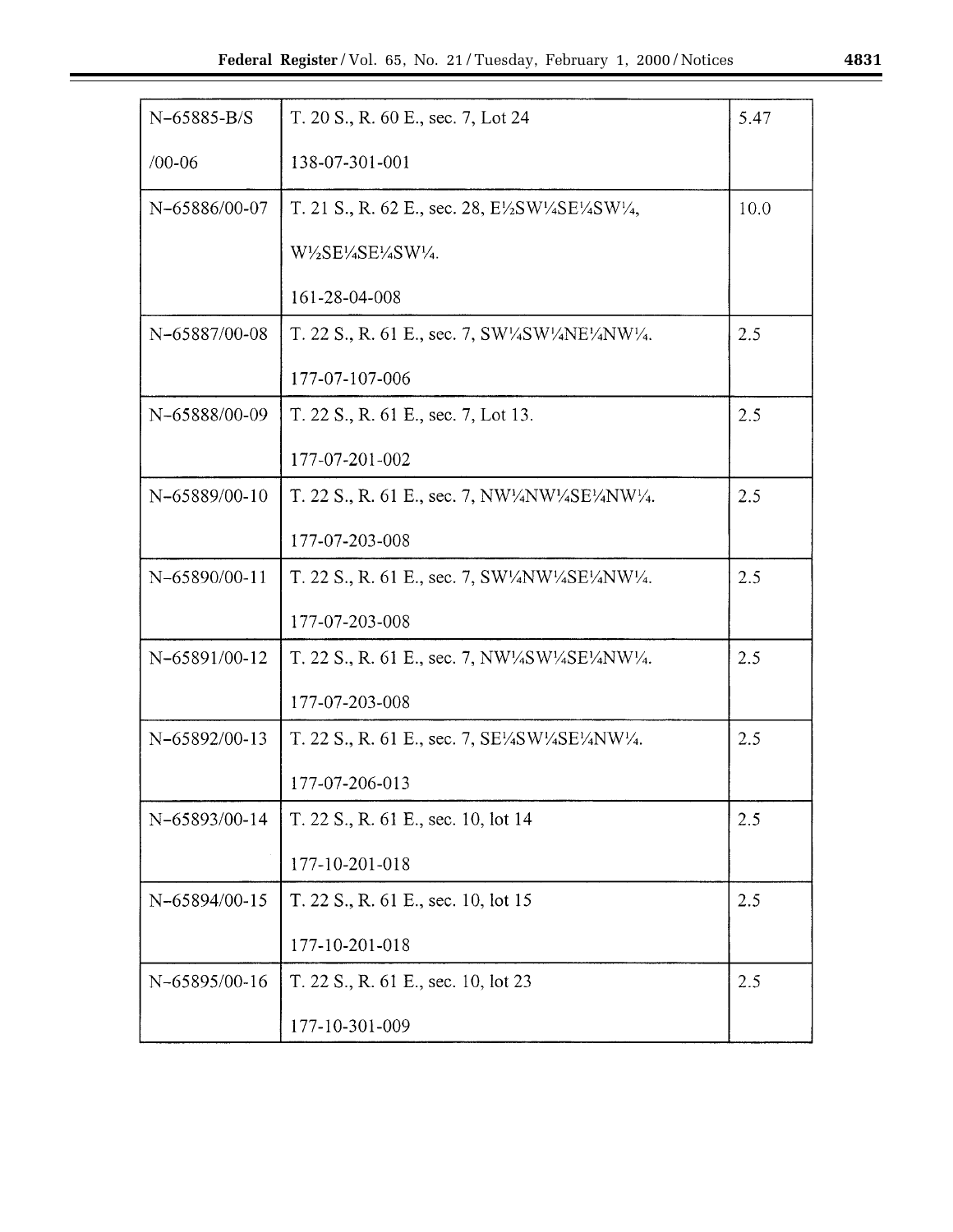| N–65885-B/S /00-06 | T. 20 S., R. 60 E., sec. 7, Lot 24<br>138-07-301-001 | 5.47 |
|---|---|---|
| N–65886/00-07 | T. 21 S., R. 62 E., sec. 28, E½SW¼SE¼SW¼, W½SE¼SE¼SW¼.<br>161-28-04-008 | 10.0 |
| N–65887/00-08 | T. 22 S., R. 61 E., sec. 7, SW¼SW¼NE¼NW¼.<br>177-07-107-006 | 2.5 |
| N–65888/00-09 | T. 22 S., R. 61 E., sec. 7, Lot 13.<br>177-07-201-002 | 2.5 |
| N–65889/00-10 | T. 22 S., R. 61 E., sec. 7, NW¼NW¼SE¼NW¼.<br>177-07-203-008 | 2.5 |
| N–65890/00-11 | T. 22 S., R. 61 E., sec. 7, SW¼NW¼SE¼NW¼.<br>177-07-203-008 | 2.5 |
| N–65891/00-12 | T. 22 S., R. 61 E., sec. 7, NW¼SW¼SE¼NW¼.<br>177-07-203-008 | 2.5 |
| N–65892/00-13 | T. 22 S., R. 61 E., sec. 7, SE¼SW¼SE¼NW¼.<br>177-07-206-013 | 2.5 |
| N–65893/00-14 | T. 22 S., R. 61 E., sec. 10, lot 14<br>177-10-201-018 | 2.5 |
| N–65894/00-15 | T. 22 S., R. 61 E., sec. 10, lot 15<br>177-10-201-018 | 2.5 |
| N–65895/00-16 | T. 22 S., R. 61 E., sec. 10, lot 23<br>177-10-301-009 | 2.5 |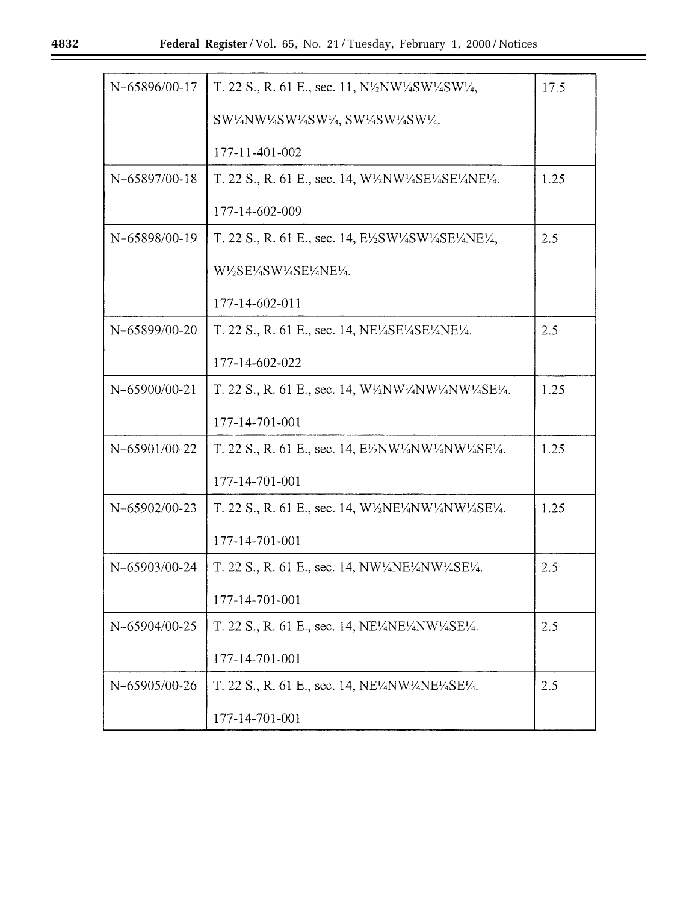| | | |
|---|---|---|
| N–65896/00-17 | T. 22 S., R. 61 E., sec. 11, N½NW¼SW¼SW¼, SW¼NW¼SW¼SW¼, SW¼SW¼SW¼. 177-11-401-002 | 17.5 |
| N–65897/00-18 | T. 22 S., R. 61 E., sec. 14, W½NW¼SE¼SE¼NE¼. 177-14-602-009 | 1.25 |
| N–65898/00-19 | T. 22 S., R. 61 E., sec. 14, E½SW¼SW¼SE¼NE¼, W½SE¼SW¼SE¼NE¼. 177-14-602-011 | 2.5 |
| N–65899/00-20 | T. 22 S., R. 61 E., sec. 14, NE¼SE¼SE¼NE¼. 177-14-602-022 | 2.5 |
| N–65900/00-21 | T. 22 S., R. 61 E., sec. 14, W½NW¼NW¼NW¼SE¼. 177-14-701-001 | 1.25 |
| N–65901/00-22 | T. 22 S., R. 61 E., sec. 14, E½NW¼NW¼NW¼SE¼. 177-14-701-001 | 1.25 |
| N–65902/00-23 | T. 22 S., R. 61 E., sec. 14, W½NE¼NW¼NW¼SE¼. 177-14-701-001 | 1.25 |
| N–65903/00-24 | T. 22 S., R. 61 E., sec. 14, NW¼NE¼NW¼SE¼. 177-14-701-001 | 2.5 |
| N–65904/00-25 | T. 22 S., R. 61 E., sec. 14, NE¼NE¼NW¼SE¼. 177-14-701-001 | 2.5 |
| N–65905/00-26 | T. 22 S., R. 61 E., sec. 14, NE¼NW¼NE¼SE¼. 177-14-701-001 | 2.5 |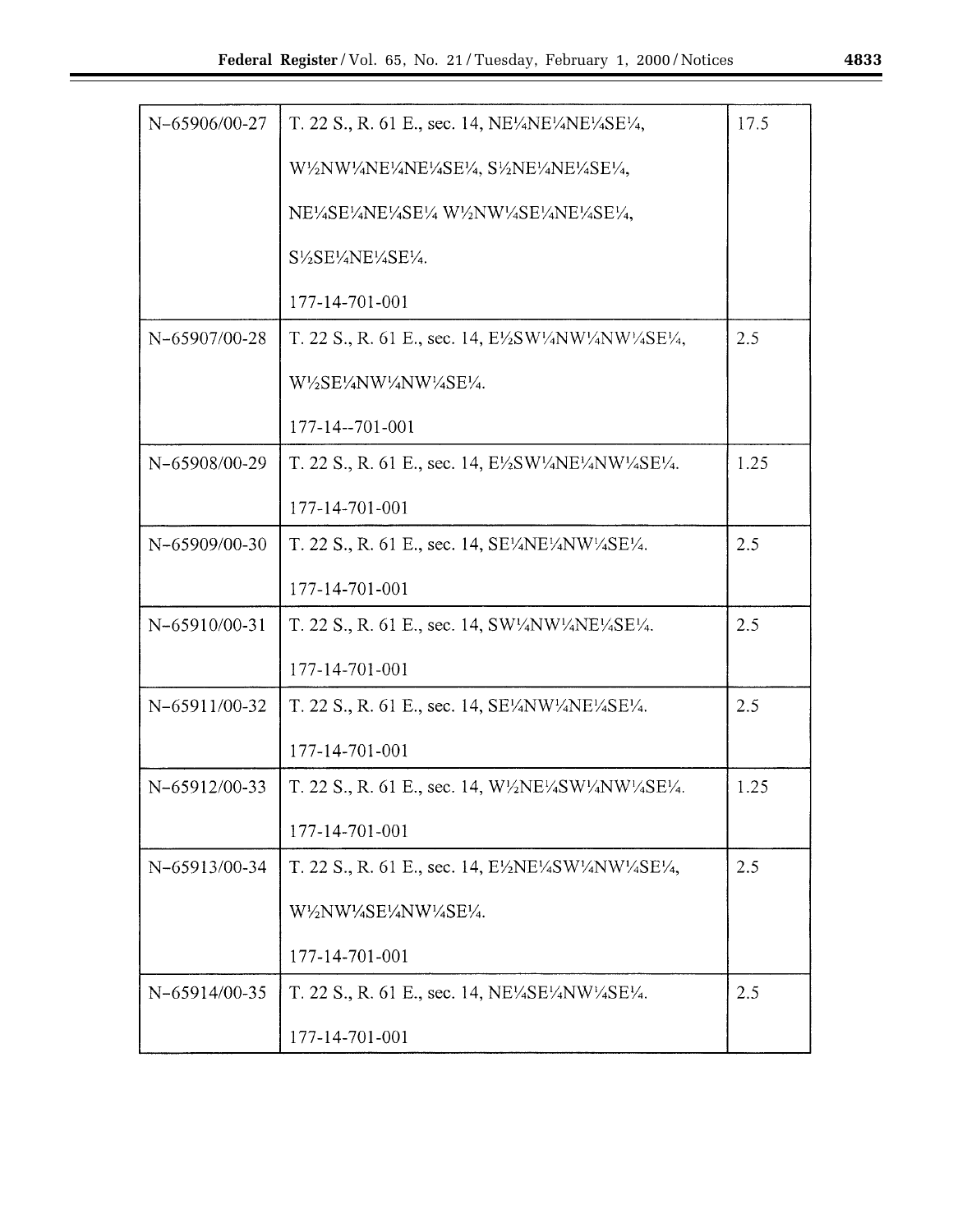| | | |
|---|---|---|
| N–65906/00-27 | T. 22 S., R. 61 E., sec. 14, NE¼NE¼NE¼SE¼, W½NW¼NE¼NE¼SE¼, S½NE¼NE¼SE¼, NE¼SE¼NE¼SE¼ W½NW¼SE¼NE¼SE¼, S½SE¼NE¼SE¼. 177-14-701-001 | 17.5 |
| N–65907/00-28 | T. 22 S., R. 61 E., sec. 14, E½SW¼NW¼NW¼SE¼, W½SE¼NW¼NW¼SE¼. 177-14--701-001 | 2.5 |
| N–65908/00-29 | T. 22 S., R. 61 E., sec. 14, E½SW¼NE¼NW¼SE¼. 177-14-701-001 | 1.25 |
| N–65909/00-30 | T. 22 S., R. 61 E., sec. 14, SE¼NE¼NW¼SE¼. 177-14-701-001 | 2.5 |
| N–65910/00-31 | T. 22 S., R. 61 E., sec. 14, SW¼NW¼NE¼SE¼. 177-14-701-001 | 2.5 |
| N–65911/00-32 | T. 22 S., R. 61 E., sec. 14, SE¼NW¼NE¼SE¼. 177-14-701-001 | 2.5 |
| N–65912/00-33 | T. 22 S., R. 61 E., sec. 14, W½NE¼SW¼NW¼SE¼. 177-14-701-001 | 1.25 |
| N–65913/00-34 | T. 22 S., R. 61 E., sec. 14, E½NE¼SW¼NW¼SE¼, W½NW¼SE¼NW¼SE¼. 177-14-701-001 | 2.5 |
| N–65914/00-35 | T. 22 S., R. 61 E., sec. 14, NE¼SE¼NW¼SE¼. 177-14-701-001 | 2.5 |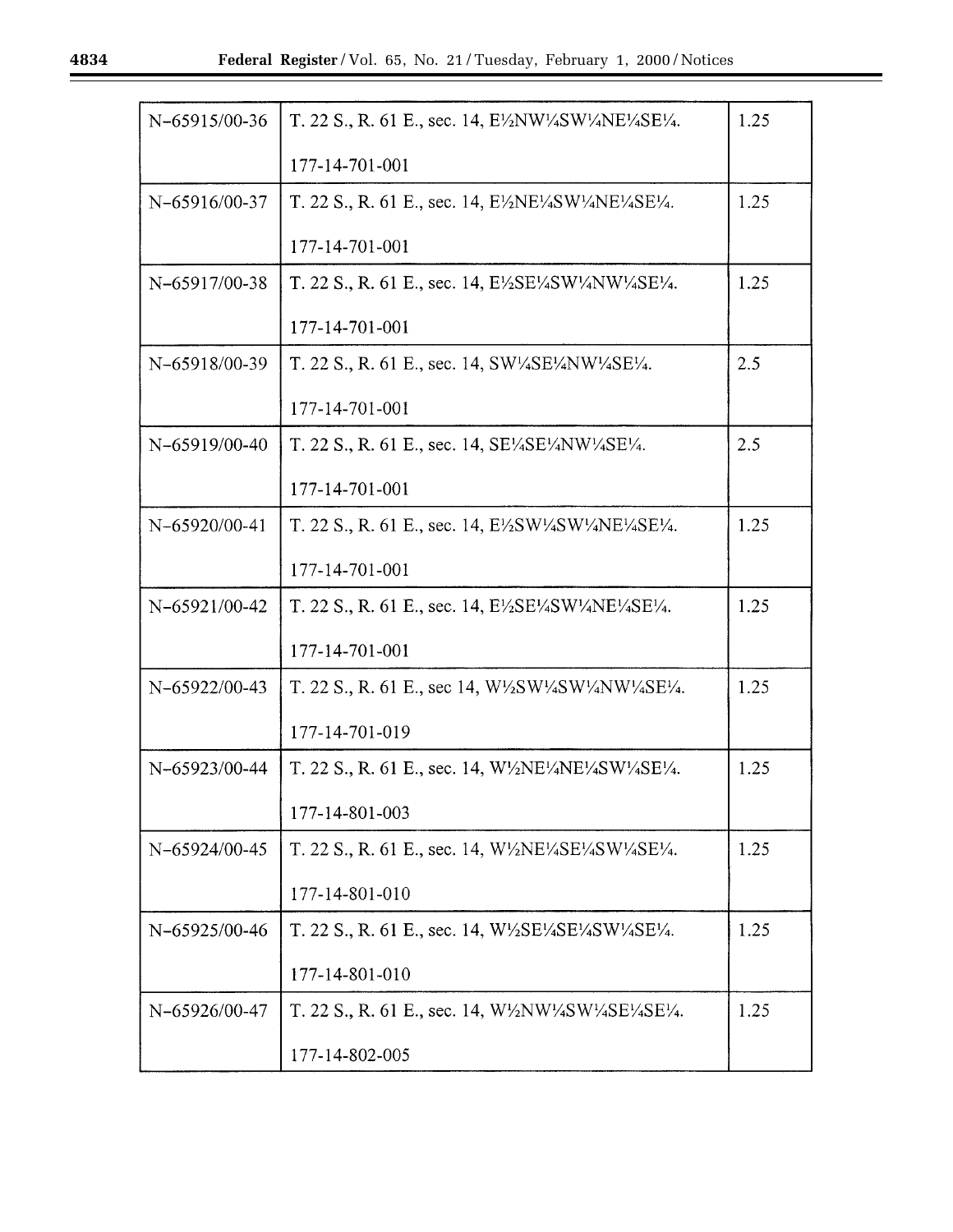| | | |
|---|---|---|
| N–65915/00-36 | T. 22 S., R. 61 E., sec. 14, E½NW¼SW¼NE¼SE¼.<br><br>177-14-701-001 | 1.25 |
| N–65916/00-37 | T. 22 S., R. 61 E., sec. 14, E½NE¼SW¼NE¼SE¼.<br><br>177-14-701-001 | 1.25 |
| N–65917/00-38 | T. 22 S., R. 61 E., sec. 14, E½SE¼SW¼NW¼SE¼.<br><br>177-14-701-001 | 1.25 |
| N–65918/00-39 | T. 22 S., R. 61 E., sec. 14, SW¼SE¼NW¼SE¼.<br><br>177-14-701-001 | 2.5 |
| N–65919/00-40 | T. 22 S., R. 61 E., sec. 14, SE¼SE¼NW¼SE¼.<br><br>177-14-701-001 | 2.5 |
| N–65920/00-41 | T. 22 S., R. 61 E., sec. 14, E½SW¼SW¼NE¼SE¼.<br><br>177-14-701-001 | 1.25 |
| N–65921/00-42 | T. 22 S., R. 61 E., sec. 14, E½SE¼SW¼NE¼SE¼.<br><br>177-14-701-001 | 1.25 |
| N–65922/00-43 | T. 22 S., R. 61 E., sec 14, W½SW¼SW¼NW¼SE¼.<br><br>177-14-701-019 | 1.25 |
| N–65923/00-44 | T. 22 S., R. 61 E., sec. 14, W½NE¼NE¼SW¼SE¼.<br><br>177-14-801-003 | 1.25 |
| N–65924/00-45 | T. 22 S., R. 61 E., sec. 14, W½NE¼SE¼SW¼SE¼.<br><br>177-14-801-010 | 1.25 |
| N–65925/00-46 | T. 22 S., R. 61 E., sec. 14, W½SE¼SE¼SW¼SE¼.<br><br>177-14-801-010 | 1.25 |
| N–65926/00-47 | T. 22 S., R. 61 E., sec. 14, W½NW¼SW¼SE¼SE¼.<br><br>177-14-802-005 | 1.25 |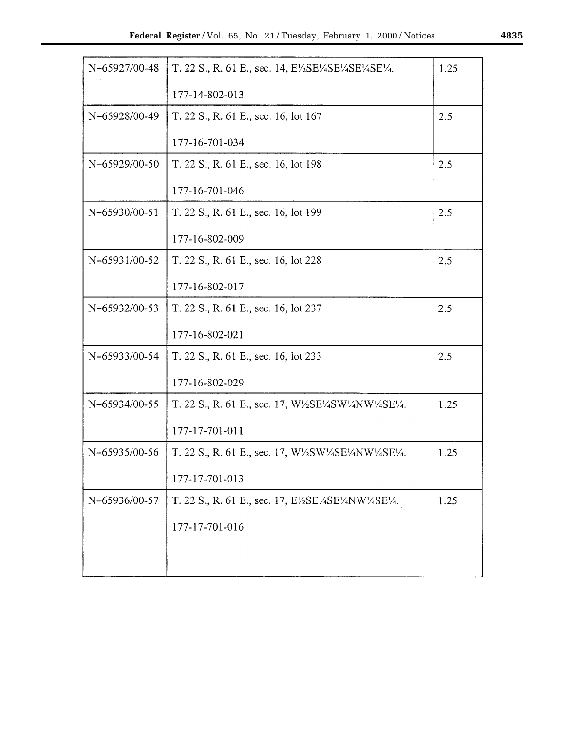| | | |
|---|---|---|
| N–65927/00-48 | T. 22 S., R. 61 E., sec. 14, E½SE¼SE¼SE¼SE¼.<br><br>177-14-802-013 | 1.25 |
| N–65928/00-49 | T. 22 S., R. 61 E., sec. 16, lot 167<br><br>177-16-701-034 | 2.5 |
| N–65929/00-50 | T. 22 S., R. 61 E., sec. 16, lot 198<br><br>177-16-701-046 | 2.5 |
| N–65930/00-51 | T. 22 S., R. 61 E., sec. 16, lot 199<br><br>177-16-802-009 | 2.5 |
| N–65931/00-52 | T. 22 S., R. 61 E., sec. 16, lot 228<br><br>177-16-802-017 | 2.5 |
| N–65932/00-53 | T. 22 S., R. 61 E., sec. 16, lot 237<br><br>177-16-802-021 | 2.5 |
| N–65933/00-54 | T. 22 S., R. 61 E., sec. 16, lot 233<br><br>177-16-802-029 | 2.5 |
| N–65934/00-55 | T. 22 S., R. 61 E., sec. 17, W½SE¼SW¼NW¼SE¼.<br><br>177-17-701-011 | 1.25 |
| N–65935/00-56 | T. 22 S., R. 61 E., sec. 17, W½SW¼SE¼NW¼SE¼.<br><br>177-17-701-013 | 1.25 |
| N–65936/00-57 | T. 22 S., R. 61 E., sec. 17, E½SE¼SE¼NW¼SE¼.<br><br>177-17-701-016 | 1.25 |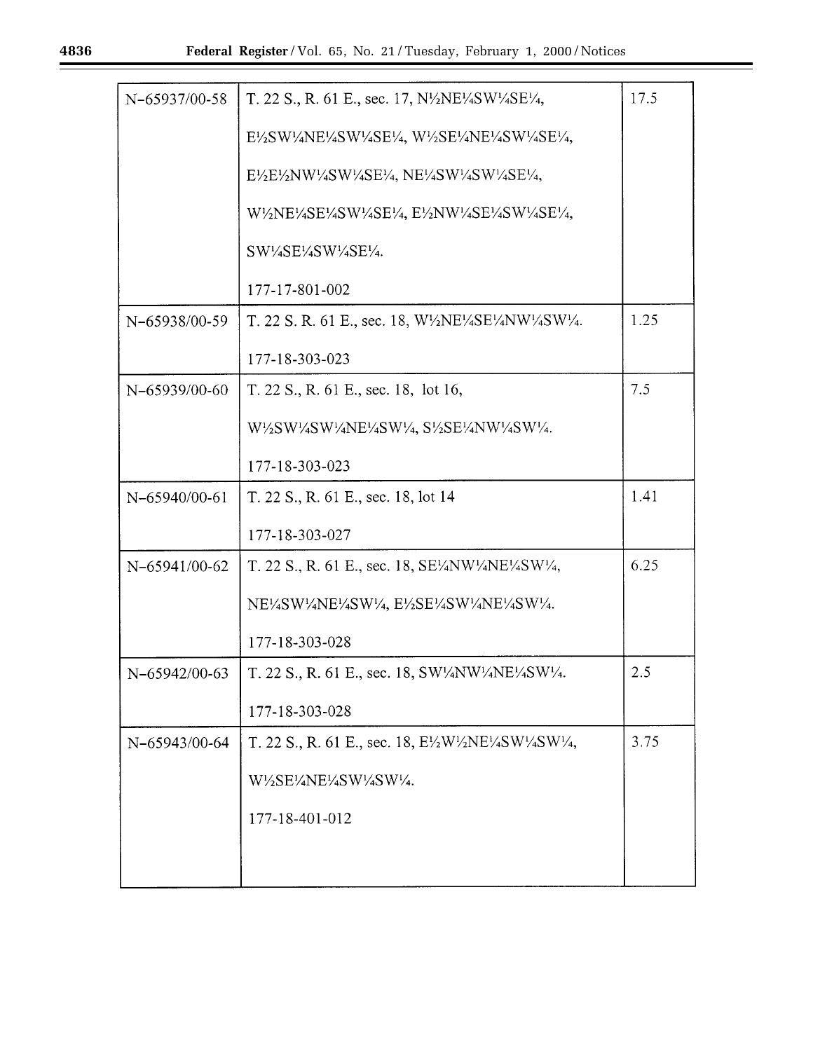| | | |
|---|---|---|
| N–65937/00-58 | T. 22 S., R. 61 E., sec. 17, N½NE¼SW¼SE¼, E½SW¼NE¼SW¼SE¼, W½SE¼NE¼SW¼SE¼, E½E½NW¼SW¼SE¼, NE¼SW¼SW¼SE¼, W½NE¼SE¼SW¼SE¼, E½NW¼SE¼SW¼SE¼, SW¼SE¼SW¼SE¼.<br><br>177-17-801-002 | 17.5 |
| N–65938/00-59 | T. 22 S. R. 61 E., sec. 18, W½NE¼SE¼NW¼SW¼.<br><br>177-18-303-023 | 1.25 |
| N–65939/00-60 | T. 22 S., R. 61 E., sec. 18, lot 16, W½SW¼SW¼NE¼SW¼, S½SE¼NW¼SW¼.<br><br>177-18-303-023 | 7.5 |
| N–65940/00-61 | T. 22 S., R. 61 E., sec. 18, lot 14<br><br>177-18-303-027 | 1.41 |
| N–65941/00-62 | T. 22 S., R. 61 E., sec. 18, SE¼NW¼NE¼SW¼, NE¼SW¼NE¼SW¼, E½SE¼SW¼NE¼SW¼.<br><br>177-18-303-028 | 6.25 |
| N–65942/00-63 | T. 22 S., R. 61 E., sec. 18, SW¼NW¼NE¼SW¼.<br><br>177-18-303-028 | 2.5 |
| N–65943/00-64 | T. 22 S., R. 61 E., sec. 18, E½W½NE¼SW¼SW¼, W½SE¼NE¼SW¼SW¼.<br><br>177-18-401-012 | 3.75 |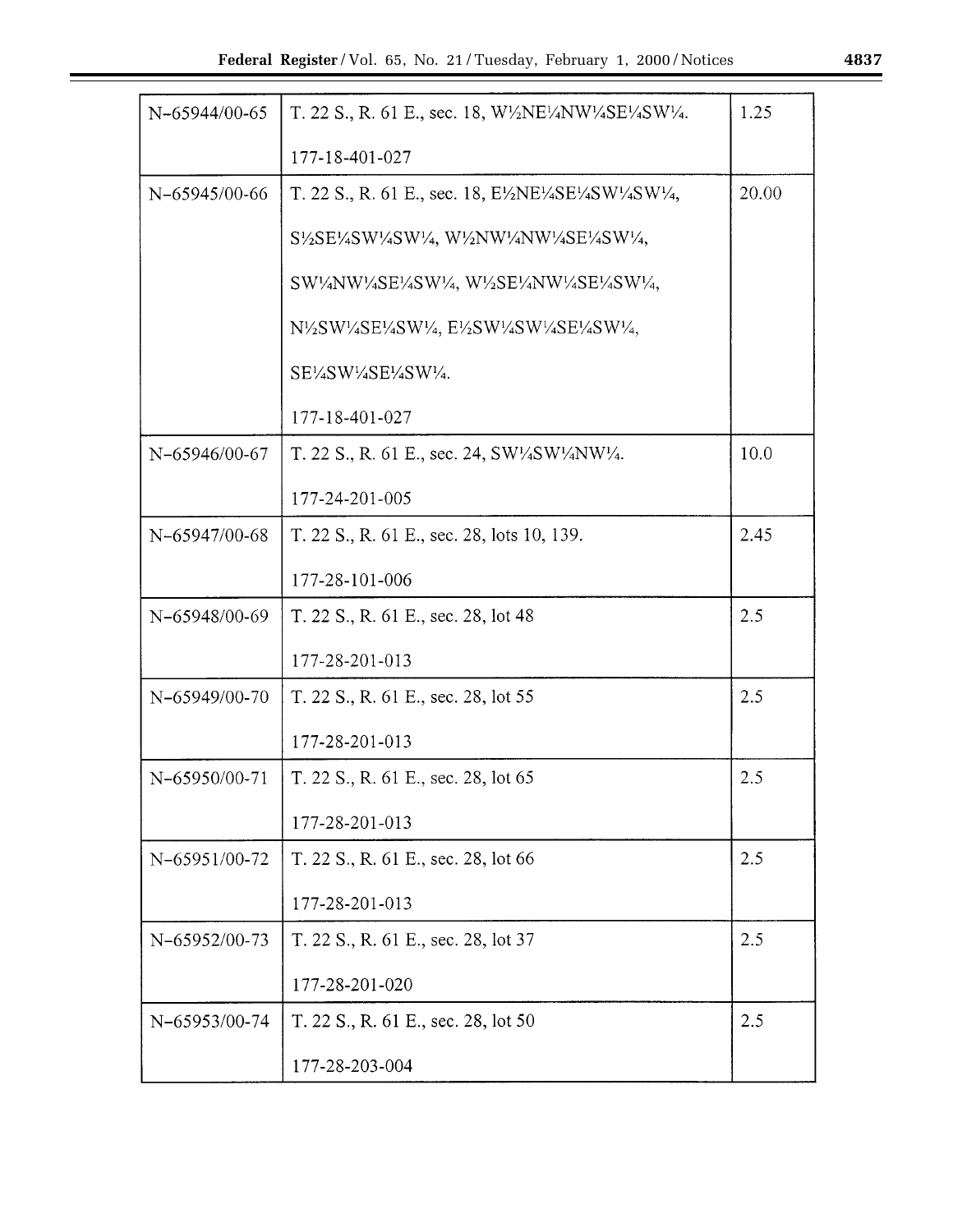| | | |
|---|---|---|
| N–65944/00-65 | T. 22 S., R. 61 E., sec. 18, W½NE¼NW¼SE¼SW¼.<br><br>177-18-401-027 | 1.25 |
| N–65945/00-66 | T. 22 S., R. 61 E., sec. 18, E½NE¼SE¼SW¼SW¼,<br><br>S½SE¼SW¼SW¼, W½NW¼NW¼SE¼SW¼,<br><br>SW¼NW¼SE¼SW¼, W½SE¼NW¼SE¼SW¼,<br><br>N½SW¼SE¼SW¼, E½SW¼SW¼SE¼SW¼,<br><br>SE¼SW¼SE¼SW¼.<br><br>177-18-401-027 | 20.00 |
| N–65946/00-67 | T. 22 S., R. 61 E., sec. 24, SW¼SW¼NW¼.<br><br>177-24-201-005 | 10.0 |
| N–65947/00-68 | T. 22 S., R. 61 E., sec. 28, lots 10, 139.<br><br>177-28-101-006 | 2.45 |
| N–65948/00-69 | T. 22 S., R. 61 E., sec. 28, lot 48<br><br>177-28-201-013 | 2.5 |
| N–65949/00-70 | T. 22 S., R. 61 E., sec. 28, lot 55<br><br>177-28-201-013 | 2.5 |
| N–65950/00-71 | T. 22 S., R. 61 E., sec. 28, lot 65<br><br>177-28-201-013 | 2.5 |
| N–65951/00-72 | T. 22 S., R. 61 E., sec. 28, lot 66<br><br>177-28-201-013 | 2.5 |
| N–65952/00-73 | T. 22 S., R. 61 E., sec. 28, lot 37<br><br>177-28-201-020 | 2.5 |
| N–65953/00-74 | T. 22 S., R. 61 E., sec. 28, lot 50<br><br>177-28-203-004 | 2.5 |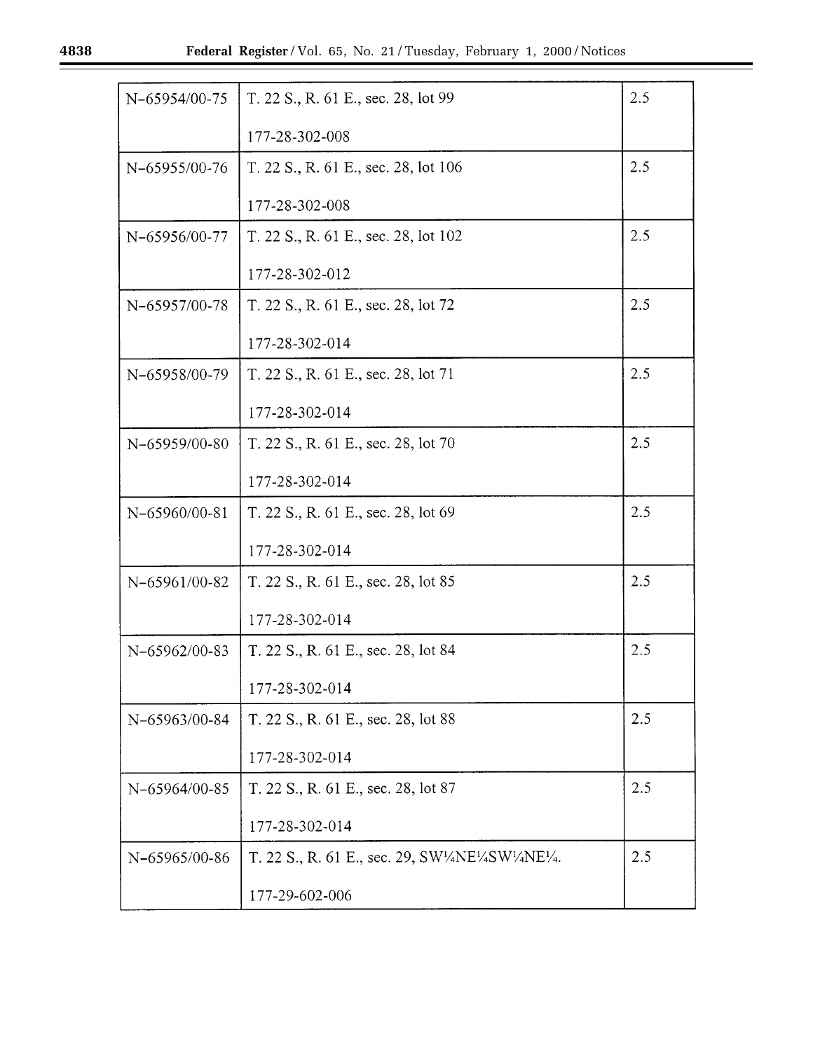| | | |
|---|---|---|
| N–65954/00-75 | T. 22 S., R. 61 E., sec. 28, lot 99<br><br>177-28-302-008 | 2.5 |
| N–65955/00-76 | T. 22 S., R. 61 E., sec. 28, lot 106<br><br>177-28-302-008 | 2.5 |
| N–65956/00-77 | T. 22 S., R. 61 E., sec. 28, lot 102<br><br>177-28-302-012 | 2.5 |
| N–65957/00-78 | T. 22 S., R. 61 E., sec. 28, lot 72<br><br>177-28-302-014 | 2.5 |
| N–65958/00-79 | T. 22 S., R. 61 E., sec. 28, lot 71<br><br>177-28-302-014 | 2.5 |
| N–65959/00-80 | T. 22 S., R. 61 E., sec. 28, lot 70<br><br>177-28-302-014 | 2.5 |
| N–65960/00-81 | T. 22 S., R. 61 E., sec. 28, lot 69<br><br>177-28-302-014 | 2.5 |
| N–65961/00-82 | T. 22 S., R. 61 E., sec. 28, lot 85<br><br>177-28-302-014 | 2.5 |
| N–65962/00-83 | T. 22 S., R. 61 E., sec. 28, lot 84<br><br>177-28-302-014 | 2.5 |
| N–65963/00-84 | T. 22 S., R. 61 E., sec. 28, lot 88<br><br>177-28-302-014 | 2.5 |
| N–65964/00-85 | T. 22 S., R. 61 E., sec. 28, lot 87<br><br>177-28-302-014 | 2.5 |
| N–65965/00-86 | T. 22 S., R. 61 E., sec. 29, SW¼NE¼SW¼NE¼.<br><br>177-29-602-006 | 2.5 |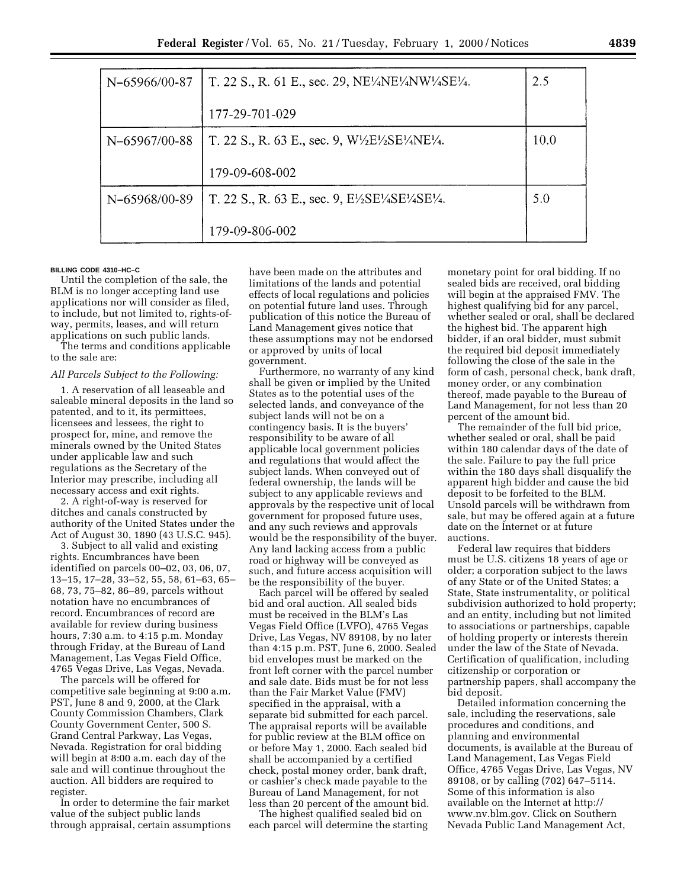| | | |
|---|---|---|
| N–65966/00-87 | T. 22 S., R. 61 E., sec. 29, NE¼NE¼NW¼SE¼.<br><br>177-29-701-029 | 2.5 |
| N–65967/00-88 | T. 22 S., R. 63 E., sec. 9, W½E½SE¼NE¼.<br><br>179-09-608-002 | 10.0 |
| N–65968/00-89 | T. 22 S., R. 63 E., sec. 9, E½SE¼SE¼SE¼.<br><br>179-09-806-002 | 5.0 |

**BILLING CODE 4310–HC–C**

Until the completion of the sale, the BLM is no longer accepting land use applications nor will consider as filed, to include, but not limited to, rights-of-way, permits, leases, and will return applications on such public lands.

The terms and conditions applicable to the sale are:

*All Parcels Subject to the Following:*

1. A reservation of all leaseable and saleable mineral deposits in the land so patented, and to it, its permittees, licensees and lessees, the right to prospect for, mine, and remove the minerals owned by the United States under applicable law and such regulations as the Secretary of the Interior may prescribe, including all necessary access and exit rights.

2. A right-of-way is reserved for ditches and canals constructed by authority of the United States under the Act of August 30, 1890 (43 U.S.C. 945).

3. Subject to all valid and existing rights. Encumbrances have been identified on parcels 00–02, 03, 06, 07, 13–15, 17–28, 33–52, 55, 58, 61–63, 65–68, 73, 75–82, 86–89, parcels without notation have no encumbrances of record. Encumbrances of record are available for review during business hours, 7:30 a.m. to 4:15 p.m. Monday through Friday, at the Bureau of Land Management, Las Vegas Field Office, 4765 Vegas Drive, Las Vegas, Nevada.

The parcels will be offered for competitive sale beginning at 9:00 a.m. PST, June 8 and 9, 2000, at the Clark County Commission Chambers, Clark County Government Center, 500 S. Grand Central Parkway, Las Vegas, Nevada. Registration for oral bidding will begin at 8:00 a.m. each day of the sale and will continue throughout the auction. All bidders are required to register.

In order to determine the fair market value of the subject public lands through appraisal, certain assumptions have been made on the attributes and limitations of the lands and potential effects of local regulations and policies on potential future land uses. Through publication of this notice the Bureau of Land Management gives notice that these assumptions may not be endorsed or approved by units of local government.

Furthermore, no warranty of any kind shall be given or implied by the United States as to the potential uses of the selected lands, and conveyance of the subject lands will not be on a contingency basis. It is the buyers' responsibility to be aware of all applicable local government policies and regulations that would affect the subject lands. When conveyed out of federal ownership, the lands will be subject to any applicable reviews and approvals by the respective unit of local government for proposed future uses, and any such reviews and approvals would be the responsibility of the buyer. Any land lacking access from a public road or highway will be conveyed as such, and future access acquisition will be the responsibility of the buyer.

Each parcel will be offered by sealed bid and oral auction. All sealed bids must be received in the BLM's Las Vegas Field Office (LVFO), 4765 Vegas Drive, Las Vegas, NV 89108, by no later than 4:15 p.m. PST, June 6, 2000. Sealed bid envelopes must be marked on the front left corner with the parcel number and sale date. Bids must be for not less than the Fair Market Value (FMV) specified in the appraisal, with a separate bid submitted for each parcel. The appraisal reports will be available for public review at the BLM office on or before May 1, 2000. Each sealed bid shall be accompanied by a certified check, postal money order, bank draft, or cashier's check made payable to the Bureau of Land Management, for not less than 20 percent of the amount bid.

The highest qualified sealed bid on each parcel will determine the starting monetary point for oral bidding. If no sealed bids are received, oral bidding will begin at the appraised FMV. The highest qualifying bid for any parcel, whether sealed or oral, shall be declared the highest bid. The apparent high bidder, if an oral bidder, must submit the required bid deposit immediately following the close of the sale in the form of cash, personal check, bank draft, money order, or any combination thereof, made payable to the Bureau of Land Management, for not less than 20 percent of the amount bid.

The remainder of the full bid price, whether sealed or oral, shall be paid within 180 calendar days of the date of the sale. Failure to pay the full price within the 180 days shall disqualify the apparent high bidder and cause the bid deposit to be forfeited to the BLM. Unsold parcels will be withdrawn from sale, but may be offered again at a future date on the Internet or at future auctions.

Federal law requires that bidders must be U.S. citizens 18 years of age or older; a corporation subject to the laws of any State or of the United States; a State, State instrumentality, or political subdivision authorized to hold property; and an entity, including but not limited to associations or partnerships, capable of holding property or interests therein under the law of the State of Nevada. Certification of qualification, including citizenship or corporation or partnership papers, shall accompany the bid deposit.

Detailed information concerning the sale, including the reservations, sale procedures and conditions, and planning and environmental documents, is available at the Bureau of Land Management, Las Vegas Field Office, 4765 Vegas Drive, Las Vegas, NV 89108, or by calling (702) 647–5114. Some of this information is also available on the Internet at http://www.nv.blm.gov. Click on Southern Nevada Public Land Management Act,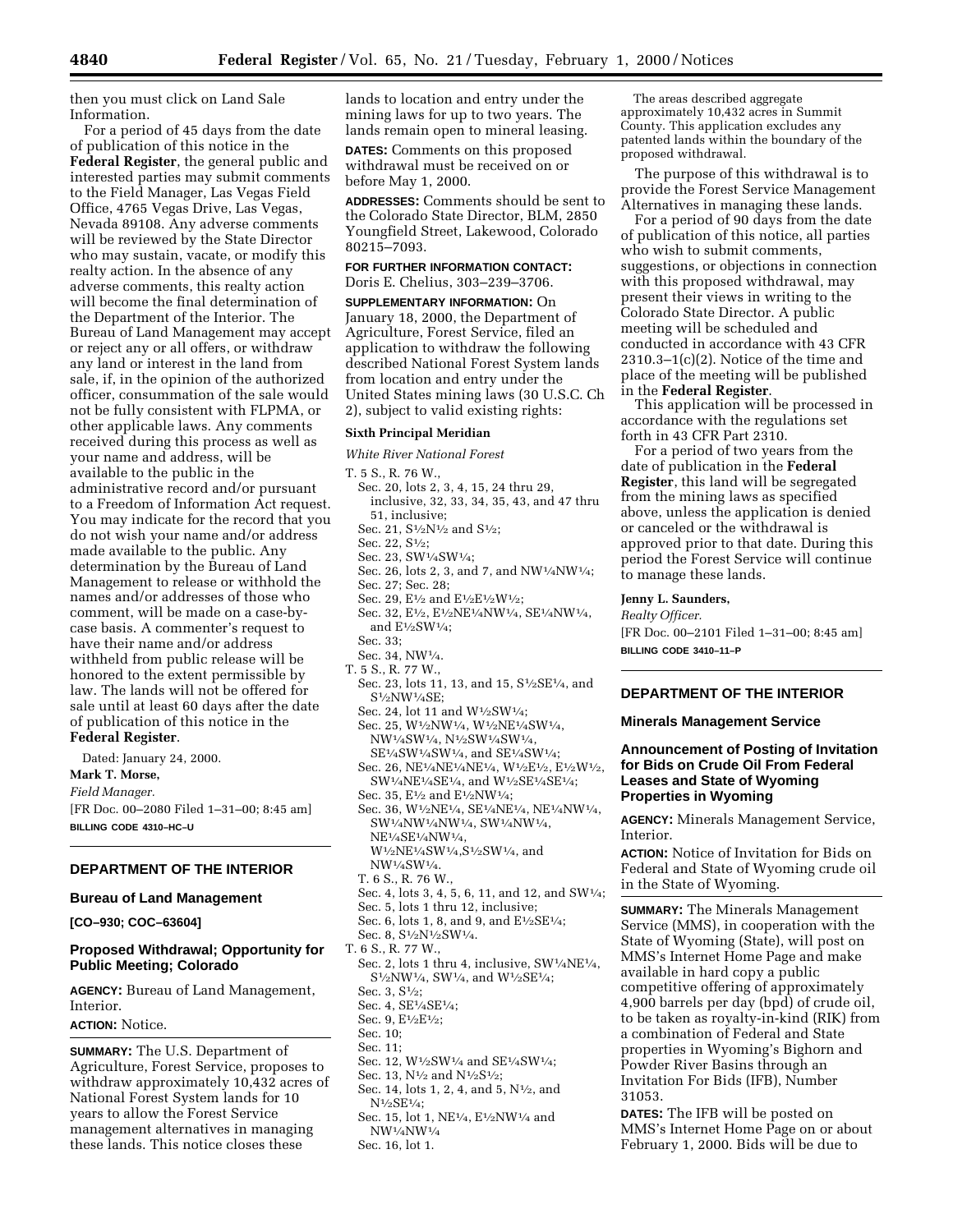then you must click on Land Sale Information.

For a period of 45 days from the date of publication of this notice in the **Federal Register**, the general public and interested parties may submit comments to the Field Manager, Las Vegas Field Office, 4765 Vegas Drive, Las Vegas, Nevada 89108. Any adverse comments will be reviewed by the State Director who may sustain, vacate, or modify this realty action. In the absence of any adverse comments, this realty action will become the final determination of the Department of the Interior. The Bureau of Land Management may accept or reject any or all offers, or withdraw any land or interest in the land from sale, if, in the opinion of the authorized officer, consummation of the sale would not be fully consistent with FLPMA, or other applicable laws. Any comments received during this process as well as your name and address, will be available to the public in the administrative record and/or pursuant to a Freedom of Information Act request. You may indicate for the record that you do not wish your name and/or address made available to the public. Any determination by the Bureau of Land Management to release or withhold the names and/or addresses of those who comment, will be made on a case-by-case basis. A commenter's request to have their name and/or address withheld from public release will be honored to the extent permissible by law. The lands will not be offered for sale until at least 60 days after the date of publication of this notice in the **Federal Register**.

Dated: January 24, 2000.

**Mark T. Morse,**

*Field Manager.*

[FR Doc. 00–2080 Filed 1–31–00; 8:45 am]

**BILLING CODE 4310–HC–U**

---

## DEPARTMENT OF THE INTERIOR

### Bureau of Land Management

**[CO–930; COC–63604]**

### Proposed Withdrawal; Opportunity for Public Meeting; Colorado

**AGENCY:** Bureau of Land Management, Interior.

**ACTION:** Notice.

**SUMMARY:** The U.S. Department of Agriculture, Forest Service, proposes to withdraw approximately 10,432 acres of National Forest System lands for 10 years to allow the Forest Service management alternatives in managing these lands. This notice closes these lands to location and entry under the mining laws for up to two years. The lands remain open to mineral leasing.

**DATES:** Comments on this proposed withdrawal must be received on or before May 1, 2000.

**ADDRESSES:** Comments should be sent to the Colorado State Director, BLM, 2850 Youngfield Street, Lakewood, Colorado 80215–7093.

**FOR FURTHER INFORMATION CONTACT:** Doris E. Chelius, 303–239–3706.

**SUPPLEMENTARY INFORMATION:** On January 18, 2000, the Department of Agriculture, Forest Service, filed an application to withdraw the following described National Forest System lands from location and entry under the United States mining laws (30 U.S.C. Ch 2), subject to valid existing rights:

**Sixth Principal Meridian**

*White River National Forest*

T. 5 S., R. 76 W.,
- Sec. 20, lots 2, 3, 4, 15, 24 thru 29, inclusive, 32, 33, 34, 35, 43, and 47 thru 51, inclusive;
- Sec. 21, S½N½ and S½;
- Sec. 22, S½;
- Sec. 23, SW¼SW¼;
- Sec. 26, lots 2, 3, and 7, and NW¼NW¼;
- Sec. 27; Sec. 28;
- Sec. 29, E½ and E½E½W½;
- Sec. 32, E½, E½NE¼NW¼, SE¼NW¼, and E½SW¼;
- Sec. 33;
- Sec. 34, NW¼.

T. 5 S., R. 77 W.,
- Sec. 23, lots 11, 13, and 15, S½SE¼, and S½NW¼SE;
- Sec. 24, lot 11 and W½SW¼;
- Sec. 25, W½NW¼, W½NE¼SW¼, NW¼SW¼, N½SW¼SW¼, SE¼SW¼SW¼, and SE¼SW¼;
- Sec. 26, NE¼NE¼NE¼, W½E½, E½W½, SW¼NE¼SE¼, and W½SE¼SE¼;
- Sec. 35, E½ and E½NW¼;
- Sec. 36, W½NE¼, SE¼NE¼, NE¼NW¼, SW¼NW¼NW¼, SW¼NW¼, NE¼SE¼NW¼, W½NE¼SW¼,S½SW¼, and NW¼SW¼.

T. 6 S., R. 76 W.,
- Sec. 4, lots 3, 4, 5, 6, 11, and 12, and SW¼;
- Sec. 5, lots 1 thru 12, inclusive;
- Sec. 6, lots 1, 8, and 9, and E½SE¼;
- Sec. 8, S½N½SW¼.

T. 6 S., R. 77 W.,
- Sec. 2, lots 1 thru 4, inclusive, SW¼NE¼, S½NW¼, SW¼, and W½SE¼;
- Sec. 3, S½;
- Sec. 4, SE¼SE¼;
- Sec. 9, E½E½;
- Sec. 10;
- Sec. 11;
- Sec. 12, W½SW¼ and SE¼SW¼;
- Sec. 13, N½ and N½S½;
- Sec. 14, lots 1, 2, 4, and 5, N½, and N½SE¼;
- Sec. 15, lot 1, NE¼, E½NW¼ and NW¼NW¼
- Sec. 16, lot 1.

The areas described aggregate approximately 10,432 acres in Summit County. This application excludes any patented lands within the boundary of the proposed withdrawal.

The purpose of this withdrawal is to provide the Forest Service Management Alternatives in managing these lands.

For a period of 90 days from the date of publication of this notice, all parties who wish to submit comments, suggestions, or objections in connection with this proposed withdrawal, may present their views in writing to the Colorado State Director. A public meeting will be scheduled and conducted in accordance with 43 CFR 2310.3–1(c)(2). Notice of the time and place of the meeting will be published in the **Federal Register**.

This application will be processed in accordance with the regulations set forth in 43 CFR Part 2310.

For a period of two years from the date of publication in the **Federal Register**, this land will be segregated from the mining laws as specified above, unless the application is denied or canceled or the withdrawal is approved prior to that date. During this period the Forest Service will continue to manage these lands.

**Jenny L. Saunders,**

*Realty Officer.*

[FR Doc. 00–2101 Filed 1–31–00; 8:45 am]

**BILLING CODE 3410–11–P**

---

## DEPARTMENT OF THE INTERIOR

### Minerals Management Service

### Announcement of Posting of Invitation for Bids on Crude Oil From Federal Leases and State of Wyoming Properties in Wyoming

**AGENCY:** Minerals Management Service, Interior.

**ACTION:** Notice of Invitation for Bids on Federal and State of Wyoming crude oil in the State of Wyoming.

**SUMMARY:** The Minerals Management Service (MMS), in cooperation with the State of Wyoming (State), will post on MMS's Internet Home Page and make available in hard copy a public competitive offering of approximately 4,900 barrels per day (bpd) of crude oil, to be taken as royalty-in-kind (RIK) from a combination of Federal and State properties in Wyoming's Bighorn and Powder River Basins through an Invitation For Bids (IFB), Number 31053.

**DATES:** The IFB will be posted on MMS's Internet Home Page on or about February 1, 2000. Bids will be due to